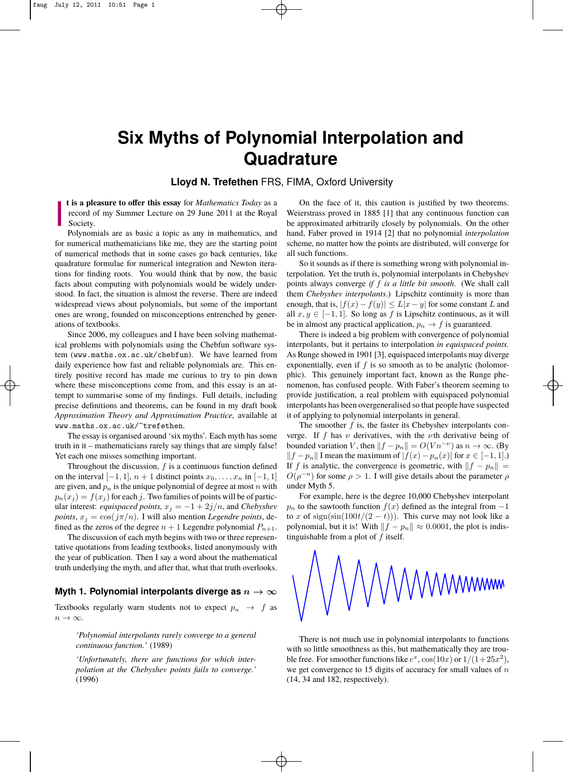# Six Myths of Polynomial Interpolation and Quadrature

**Lloyd N. Trefethen** FRS, FIMA, Oxford University

**It is a pleasure to offer this essay** for *Mathematics Today* as a record of my Summer Lecture on 29 June 2011 at the Royal Society.

Polynomials are as basic a topic as any in mathematics, and for numerical mathematicians like me, they are the starting point of numerical methods that in some cases go back centuries, like quadrature formulae for numerical integration and Newton iterations for finding roots. You would think that by now, the basic facts about computing with polynomials would be widely understood. In fact, the situation is almost the reverse. There are indeed widespread views about polynomials, but some of the important ones are wrong, founded on misconceptions entrenched by generations of textbooks.

Since 2006, my colleagues and I have been solving mathematical problems with polynomials using the Chebfun software system (`www.maths.ox.ac.uk/chebfun`). We have learned from daily experience how fast and reliable polynomials are. This entirely positive record has made me curious to try to pin down where these misconceptions come from, and this essay is an attempt to summarise some of my findings. Full details, including precise definitions and theorems, can be found in my draft book *Approximation Theory and Approximation Practice,* available at `www.maths.ox.ac.uk/~trefethen`.

The essay is organised around 'six myths'. Each myth has some truth in it – mathematicians rarely say things that are simply false! Yet each one misses something important.

Throughout the discussion, $f$ is a continuous function defined on the interval $[-1, 1]$, $n+1$ distinct points $x_0, \ldots, x_n$ in $[-1, 1]$ are given, and $p_n$ is the unique polynomial of degree at most $n$ with $p_n(x_j) = f(x_j)$ for each $j$. Two families of points will be of particular interest: *equispaced points,* $x_j = -1 + 2j/n$, and *Chebyshev points*, $x_j = \cos(j\pi/n)$. I will also mention *Legendre points*, defined as the zeros of the degree $n+1$ Legendre polynomial $P_{n+1}$.

The discussion of each myth begins with two or three representative quotations from leading textbooks, listed anonymously with the year of publication. Then I say a word about the mathematical truth underlying the myth, and after that, what that truth overlooks.

## Myth 1. Polynomial interpolants diverge as $n \to \infty$

Textbooks regularly warn students not to expect $p_n \to f$ as $n \to \infty$.

> *'Polynomial interpolants rarely converge to a general continuous function.'* (1989)

> *'Unfortunately, there are functions for which interpolation at the Chebyshev points fails to converge.'* (1996)

On the face of it, this caution is justified by two theorems. Weierstrass proved in 1885 [1] that any continuous function can be approximated arbitrarily closely by polynomials. On the other hand, Faber proved in 1914 [2] that no polynomial *interpolation* scheme, no matter how the points are distributed, will converge for all such functions.

So it sounds as if there is something wrong with polynomial interpolation. Yet the truth is, polynomial interpolants in Chebyshev points always converge *if $f$ is a little bit smooth.* (We shall call them *Chebyshev interpolants*.) Lipschitz continuity is more than enough, that is, $|f(x) - f(y)| \le L|x - y|$ for some constant $L$ and all $x, y \in [-1, 1]$. So long as $f$ is Lipschitz continuous, as it will be in almost any practical application, $p_n \to f$ is guaranteed.

There is indeed a big problem with convergence of polynomial interpolants, but it pertains to interpolation *in equispaced points.* As Runge showed in 1901 [3], equispaced interpolants may diverge exponentially, even if $f$ is so smooth as to be analytic (holomorphic). This genuinely important fact, known as the Runge phenomenon, has confused people. With Faber's theorem seeming to provide justification, a real problem with equispaced polynomial interpolants has been overgeneralised so that people have suspected it of applying to polynomial interpolants in general.

The smoother $f$ is, the faster its Chebyshev interpolants converge. If $f$ has $\nu$ derivatives, with the $\nu$th derivative being of bounded variation $V$, then $\|f - p_n\| = O(Vn^{-\nu})$ as $n \to \infty$. (By $\|f - p_n\|$ I mean the maximum of $|f(x) - p_n(x)|$ for $x \in [-1, 1]$.) If $f$ is analytic, the convergence is geometric, with $\|f - p_n\| = O(\rho^{-n})$ for some $\rho > 1$. I will give details about the parameter $\rho$ under Myth 5.

For example, here is the degree 10,000 Chebyshev interpolant $p_n$ to the sawtooth function $f(x)$ defined as the integral from $-1$ to $x$ of $\mathrm{sign}(\sin(100t/(2-t)))$. This curve may not look like a polynomial, but it is! With $\|f - p_n\| \approx 0.0001$, the plot is indistinguishable from a plot of $f$ itself.

There is not much use in polynomial interpolants to functions with so little smoothness as this, but mathematically they are trouble free. For smoother functions like $e^x$, $\cos(10x)$ or $1/(1+25x^2)$, we get convergence to 15 digits of accuracy for small values of $n$ (14, 34 and 182, respectively).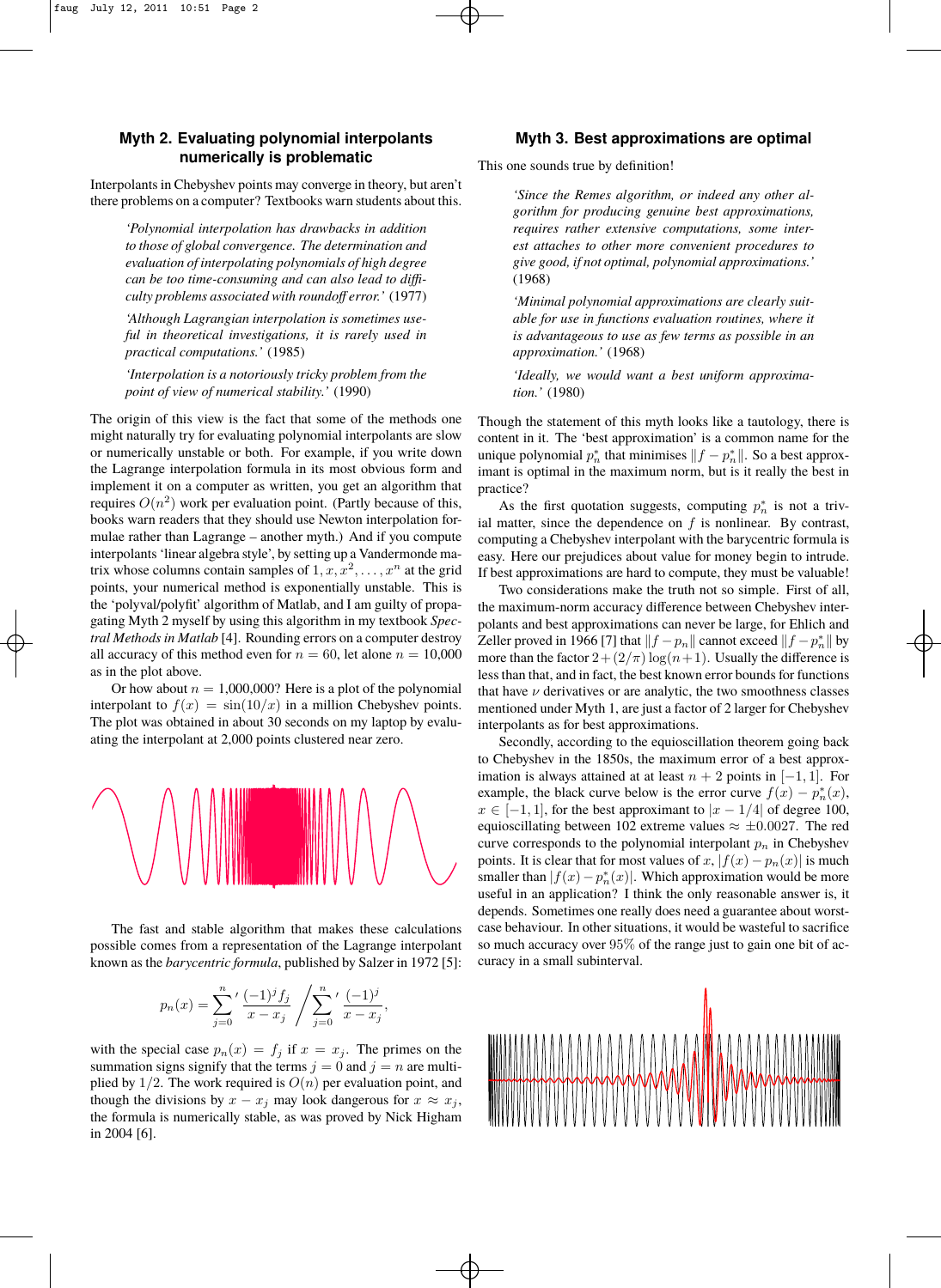## Myth 2. Evaluating polynomial interpolants numerically is problematic

Interpolants in Chebyshev points may converge in theory, but aren't there problems on a computer? Textbooks warn students about this.

> *'Polynomial interpolation has drawbacks in addition to those of global convergence. The determination and evaluation of interpolating polynomials of high degree can be too time-consuming and can also lead to difficulty problems associated with roundoff error.'* (1977)
>
> *'Although Lagrangian interpolation is sometimes useful in theoretical investigations, it is rarely used in practical computations.'* (1985)
>
> *'Interpolation is a notoriously tricky problem from the point of view of numerical stability.'* (1990)

The origin of this view is the fact that some of the methods one might naturally try for evaluating polynomial interpolants are slow or numerically unstable or both. For example, if you write down the Lagrange interpolation formula in its most obvious form and implement it on a computer as written, you get an algorithm that requires $O(n^2)$ work per evaluation point. (Partly because of this, books warn readers that they should use Newton interpolation formulae rather than Lagrange – another myth.) And if you compute interpolants 'linear algebra style', by setting up a Vandermonde matrix whose columns contain samples of $1, x, x^2, \ldots, x^n$ at the grid points, your numerical method is exponentially unstable. This is the 'polyval/polyfit' algorithm of Matlab, and I am guilty of propagating Myth 2 myself by using this algorithm in my textbook *Spectral Methods in Matlab* [4]. Rounding errors on a computer destroy all accuracy of this method even for $n = 60$, let alone $n = 10{,}000$ as in the plot above.

Or how about $n = 1{,}000{,}000$? Here is a plot of the polynomial interpolant to $f(x) = \sin(10/x)$ in a million Chebyshev points. The plot was obtained in about 30 seconds on my laptop by evaluating the interpolant at 2,000 points clustered near zero.

The fast and stable algorithm that makes these calculations possible comes from a representation of the Lagrange interpolant known as the *barycentric formula*, published by Salzer in 1972 [5]:

$$p_n(x) = \sum_{j=0}^{n}{}' \frac{(-1)^j f_j}{x - x_j} \Bigg/ \sum_{j=0}^{n}{}' \frac{(-1)^j}{x - x_j},$$

with the special case $p_n(x) = f_j$ if $x = x_j$. The primes on the summation signs signify that the terms $j = 0$ and $j = n$ are multiplied by $1/2$. The work required is $O(n)$ per evaluation point, and though the divisions by $x - x_j$ may look dangerous for $x \approx x_j$, the formula is numerically stable, as was proved by Nick Higham in 2004 [6].

## Myth 3. Best approximations are optimal

This one sounds true by definition!

> *'Since the Remes algorithm, or indeed any other algorithm for producing genuine best approximations, requires rather extensive computations, some interest attaches to other more convenient procedures to give good, if not optimal, polynomial approximations.'* (1968)
>
> *'Minimal polynomial approximations are clearly suitable for use in functions evaluation routines, where it is advantageous to use as few terms as possible in an approximation.'* (1968)
>
> *'Ideally, we would want a best uniform approximation.'* (1980)

Though the statement of this myth looks like a tautology, there is content in it. The 'best approximation' is a common name for the unique polynomial $p_n^*$ that minimises $\|f - p_n^*\|$. So a best approximant is optimal in the maximum norm, but is it really the best in practice?

As the first quotation suggests, computing $p_n^*$ is not a trivial matter, since the dependence on $f$ is nonlinear. By contrast, computing a Chebyshev interpolant with the barycentric formula is easy. Here our prejudices about value for money begin to intrude. If best approximations are hard to compute, they must be valuable!

Two considerations make the truth not so simple. First of all, the maximum-norm accuracy difference between Chebyshev interpolants and best approximations can never be large, for Ehlich and Zeller proved in 1966 [7] that $\|f - p_n\|$ cannot exceed $\|f - p_n^*\|$ by more than the factor $2 + (2/\pi)\log(n+1)$. Usually the difference is less than that, and in fact, the best known error bounds for functions that have $\nu$ derivatives or are analytic, the two smoothness classes mentioned under Myth 1, are just a factor of 2 larger for Chebyshev interpolants as for best approximations.

Secondly, according to the equioscillation theorem going back to Chebyshev in the 1850s, the maximum error of a best approximation is always attained at at least $n + 2$ points in $[-1, 1]$. For example, the black curve below is the error curve $f(x) - p_n^*(x)$, $x \in [-1, 1]$, for the best approximant to $|x - 1/4|$ of degree 100, equioscillating between 102 extreme values $\approx \pm 0.0027$. The red curve corresponds to the polynomial interpolant $p_n$ in Chebyshev points. It is clear that for most values of $x$, $|f(x) - p_n(x)|$ is much smaller than $|f(x) - p_n^*(x)|$. Which approximation would be more useful in an application? I think the only reasonable answer is, it depends. Sometimes one really does need a guarantee about worst-case behaviour. In other situations, it would be wasteful to sacrifice so much accuracy over 95% of the range just to gain one bit of accuracy in a small subinterval.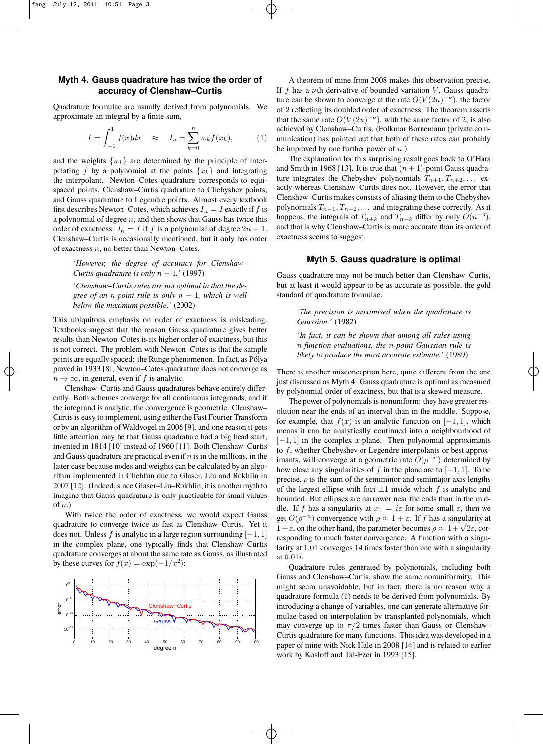## Myth 4. Gauss quadrature has twice the order of accuracy of Clenshaw–Curtis

Quadrature formulae are usually derived from polynomials. We approximate an integral by a finite sum,

$$I = \int_{-1}^{1} f(x)dx \quad \approx \quad I_n = \sum_{k=0}^{n} w_k f(x_k), \qquad (1)$$

and the weights $\{w_k\}$ are determined by the principle of interpolating $f$ by a polynomial at the points $\{x_k\}$ and integrating the interpolant. Newton–Cotes quadrature corresponds to equispaced points, Clenshaw–Curtis quadrature to Chebyshev points, and Gauss quadrature to Legendre points. Almost every textbook first describes Newton–Cotes, which achieves $I_n = I$ exactly if $f$ is a polynomial of degree $n$, and then shows that Gauss has twice this order of exactness: $I_n = I$ if $f$ is a polynomial of degree $2n+1$. Clenshaw–Curtis is occasionally mentioned, but it only has order of exactness $n$, no better than Newton–Cotes.

> *'However, the degree of accuracy for Clenshaw–Curtis quadrature is only $n-1$.'* (1997)
>
> *'Clenshaw–Curtis rules are not optimal in that the degree of an $n$-point rule is only $n-1$, which is well below the maximum possible.'* (2002)

This ubiquitous emphasis on order of exactness is misleading. Textbooks suggest that the reason Gauss quadrature gives better results than Newton–Cotes is its higher order of exactness, but this is not correct. The problem with Newton–Cotes is that the sample points are equally spaced: the Runge phenomenon. In fact, as Pólya proved in 1933 [8], Newton–Cotes quadrature does not converge as $n \to \infty$, in general, even if $f$ is analytic.

Clenshaw–Curtis and Gauss quadratures behave entirely differently. Both schemes converge for all continuous integrands, and if the integrand is analytic, the convergence is geometric. Clenshaw–Curtis is easy to implement, using either the Fast Fourier Transform or by an algorithm of Waldvogel in 2006 [9], and one reason it gets little attention may be that Gauss quadrature had a big head start, invented in 1814 [10] instead of 1960 [11]. Both Clenshaw–Curtis and Gauss quadrature are practical even if $n$ is in the millions, in the latter case because nodes and weights can be calculated by an algorithm implemented in Chebfun due to Glaser, Liu and Rokhlin in 2007 [12]. (Indeed, since Glaser–Liu–Rokhlin, it is another myth to imagine that Gauss quadrature is only practicable for small values of $n$.)

With twice the order of exactness, we would expect Gauss quadrature to converge twice as fast as Clenshaw–Curtis. Yet it does not. Unless $f$ is analytic in a large region surrounding $[-1,1]$ in the complex plane, one typically finds that Clenshaw–Curtis quadrature converges at about the same rate as Gauss, as illustrated by these curves for $f(x) = \exp(-1/x^2)$:

A theorem of mine from 2008 makes this observation precise. If $f$ has a $\nu$th derivative of bounded variation $V$, Gauss quadrature can be shown to converge at the rate $O(V(2n)^{-\nu})$, the factor of 2 reflecting its doubled order of exactness. The theorem asserts that the same rate $O(V(2n)^{-\nu})$, with the same factor of 2, is also achieved by Clenshaw–Curtis. (Folkmar Bornemann (private communication) has pointed out that both of these rates can probably be improved by one further power of $n$.)

The explanation for this surprising result goes back to O'Hara and Smith in 1968 [13]. It is true that $(n+1)$-point Gauss quadrature integrates the Chebyshev polynomials $T_{n+1}, T_{n+2}, \ldots$ exactly whereas Clenshaw–Curtis does not. However, the error that Clenshaw–Curtis makes consists of aliasing them to the Chebyshev polynomials $T_{n-1}, T_{n-2}, \ldots$ and integrating these correctly. As it happens, the integrals of $T_{n+k}$ and $T_{n-k}$ differ by only $O(n^{-3})$, and that is why Clenshaw–Curtis is more accurate than its order of exactness seems to suggest.

## Myth 5. Gauss quadrature is optimal

Gauss quadrature may not be much better than Clenshaw–Curtis, but at least it would appear to be as accurate as possible, the gold standard of quadrature formulae.

> *'The precision is maximised when the quadrature is Gaussian.'* (1982)
>
> *'In fact, it can be shown that among all rules using $n$ function evaluations, the $n$-point Gaussian rule is likely to produce the most accurate estimate.'* (1989)

There is another misconception here, quite different from the one just discussed as Myth 4. Gauss quadrature is optimal as measured by polynomial order of exactness, but that is a skewed measure.

The power of polynomials is nonuniform: they have greater resolution near the ends of an interval than in the middle. Suppose, for example, that $f(x)$ is an analytic function on $[-1,1]$, which means it can be analytically continued into a neighbourhood of $[-1,1]$ in the complex $x$-plane. Then polynomial approximants to $f$, whether Chebyshev or Legendre interpolants or best approximants, will converge at a geometric rate $O(\rho^{-n})$ determined by how close any singularities of $f$ in the plane are to $[-1,1]$. To be precise, $\rho$ is the sum of the semiminor and semimajor axis lengths of the largest ellipse with foci $\pm 1$ inside which $f$ is analytic and bounded. But ellipses are narrower near the ends than in the middle. If $f$ has a singularity at $x_0 = i\varepsilon$ for some small $\varepsilon$, then we get $O(\rho^{-n})$ convergence with $\rho \approx 1 + \varepsilon$. If $f$ has a singularity at $1+\varepsilon$, on the other hand, the parameter becomes $\rho \approx 1 + \sqrt{2\varepsilon}$, corresponding to much faster convergence. A function with a singularity at $1.01$ converges 14 times faster than one with a singularity at $0.01i$.

Quadrature rules generated by polynomials, including both Gauss and Clenshaw–Curtis, show the same nonuniformity. This might seem unavoidable, but in fact, there is no reason why a quadrature formula (1) needs to be derived from polynomials. By introducing a change of variables, one can generate alternative formulae based on interpolation by transplanted polynomials, which may converge up to $\pi/2$ times faster than Gauss or Clenshaw–Curtis quadrature for many functions. This idea was developed in a paper of mine with Nick Hale in 2008 [14] and is related to earlier work by Kosloff and Tal-Ezer in 1993 [15].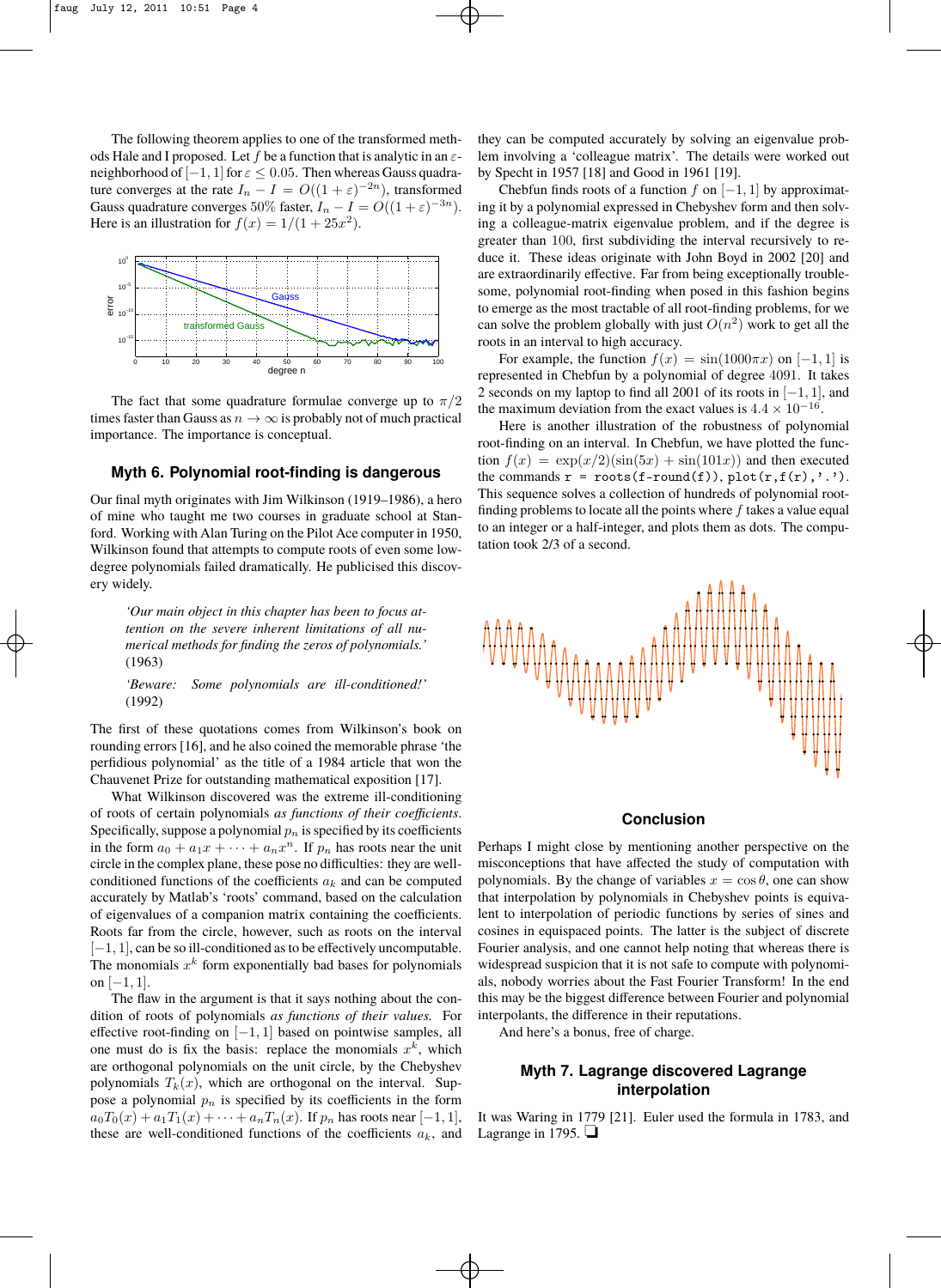The following theorem applies to one of the transformed methods Hale and I proposed. Let $f$ be a function that is analytic in an $\varepsilon$-neighborhood of $[-1,1]$ for $\varepsilon \le 0.05$. Then whereas Gauss quadrature converges at the rate $I_n - I = O((1+\varepsilon)^{-2n})$, transformed Gauss quadrature converges 50% faster, $I_n - I = O((1+\varepsilon)^{-3n})$. Here is an illustration for $f(x) = 1/(1+25x^2)$.

The fact that some quadrature formulae converge up to $\pi/2$ times faster than Gauss as $n \to \infty$ is probably not of much practical importance. The importance is conceptual.

## Myth 6. Polynomial root-finding is dangerous

Our final myth originates with Jim Wilkinson (1919–1986), a hero of mine who taught me two courses in graduate school at Stanford. Working with Alan Turing on the Pilot Ace computer in 1950, Wilkinson found that attempts to compute roots of even some low-degree polynomials failed dramatically. He publicised this discovery widely.

> *'Our main object in this chapter has been to focus attention on the severe inherent limitations of all numerical methods for finding the zeros of polynomials.'* (1963)
>
> *'Beware: Some polynomials are ill-conditioned!'* (1992)

The first of these quotations comes from Wilkinson's book on rounding errors [16], and he also coined the memorable phrase 'the perfidious polynomial' as the title of a 1984 article that won the Chauvenet Prize for outstanding mathematical exposition [17].

What Wilkinson discovered was the extreme ill-conditioning of roots of certain polynomials *as functions of their coefficients*. Specifically, suppose a polynomial $p_n$ is specified by its coefficients in the form $a_0 + a_1x + \cdots + a_nx^n$. If $p_n$ has roots near the unit circle in the complex plane, these pose no difficulties: they are well-conditioned functions of the coefficients $a_k$ and can be computed accurately by Matlab's 'roots' command, based on the calculation of eigenvalues of a companion matrix containing the coefficients. Roots far from the circle, however, such as roots on the interval $[-1,1]$, can be so ill-conditioned as to be effectively uncomputable. The monomials $x^k$ form exponentially bad bases for polynomials on $[-1,1]$.

The flaw in the argument is that it says nothing about the condition of roots of polynomials *as functions of their values*. For effective root-finding on $[-1,1]$ based on pointwise samples, all one must do is fix the basis: replace the monomials $x^k$, which are orthogonal polynomials on the unit circle, by the Chebyshev polynomials $T_k(x)$, which are orthogonal on the interval. Suppose a polynomial $p_n$ is specified by its coefficients in the form $a_0T_0(x) + a_1T_1(x) + \cdots + a_nT_n(x)$. If $p_n$ has roots near $[-1,1]$, these are well-conditioned functions of the coefficients $a_k$, and they can be computed accurately by solving an eigenvalue problem involving a 'colleague matrix'. The details were worked out by Specht in 1957 [18] and Good in 1961 [19].

Chebfun finds roots of a function $f$ on $[-1,1]$ by approximating it by a polynomial expressed in Chebyshev form and then solving a colleague-matrix eigenvalue problem, and if the degree is greater than 100, first subdividing the interval recursively to reduce it. These ideas originate with John Boyd in 2002 [20] and are extraordinarily effective. Far from being exceptionally troublesome, polynomial root-finding when posed in this fashion begins to emerge as the most tractable of all root-finding problems, for we can solve the problem globally with just $O(n^2)$ work to get all the roots in an interval to high accuracy.

For example, the function $f(x) = \sin(1000\pi x)$ on $[-1,1]$ is represented in Chebfun by a polynomial of degree 4091. It takes 2 seconds on my laptop to find all 2001 of its roots in $[-1,1]$, and the maximum deviation from the exact values is $4.4 \times 10^{-16}$.

Here is another illustration of the robustness of polynomial root-finding on an interval. In Chebfun, we have plotted the function $f(x) = \exp(x/2)(\sin(5x) + \sin(101x))$ and then executed the commands `r = roots(f-round(f))`, `plot(r,f(r),'.')`. This sequence solves a collection of hundreds of polynomial root-finding problems to locate all the points where $f$ takes a value equal to an integer or a half-integer, and plots them as dots. The computation took 2/3 of a second.

## Conclusion

Perhaps I might close by mentioning another perspective on the misconceptions that have affected the study of computation with polynomials. By the change of variables $x = \cos\theta$, one can show that interpolation by polynomials in Chebyshev points is equivalent to interpolation of periodic functions by series of sines and cosines in equispaced points. The latter is the subject of discrete Fourier analysis, and one cannot help noting that whereas there is widespread suspicion that it is not safe to compute with polynomials, nobody worries about the Fast Fourier Transform! In the end this may be the biggest difference between Fourier and polynomial interpolants, the difference in their reputations.

And here's a bonus, free of charge.

## Myth 7. Lagrange discovered Lagrange interpolation

It was Waring in 1779 [21]. Euler used the formula in 1783, and Lagrange in 1795. ❑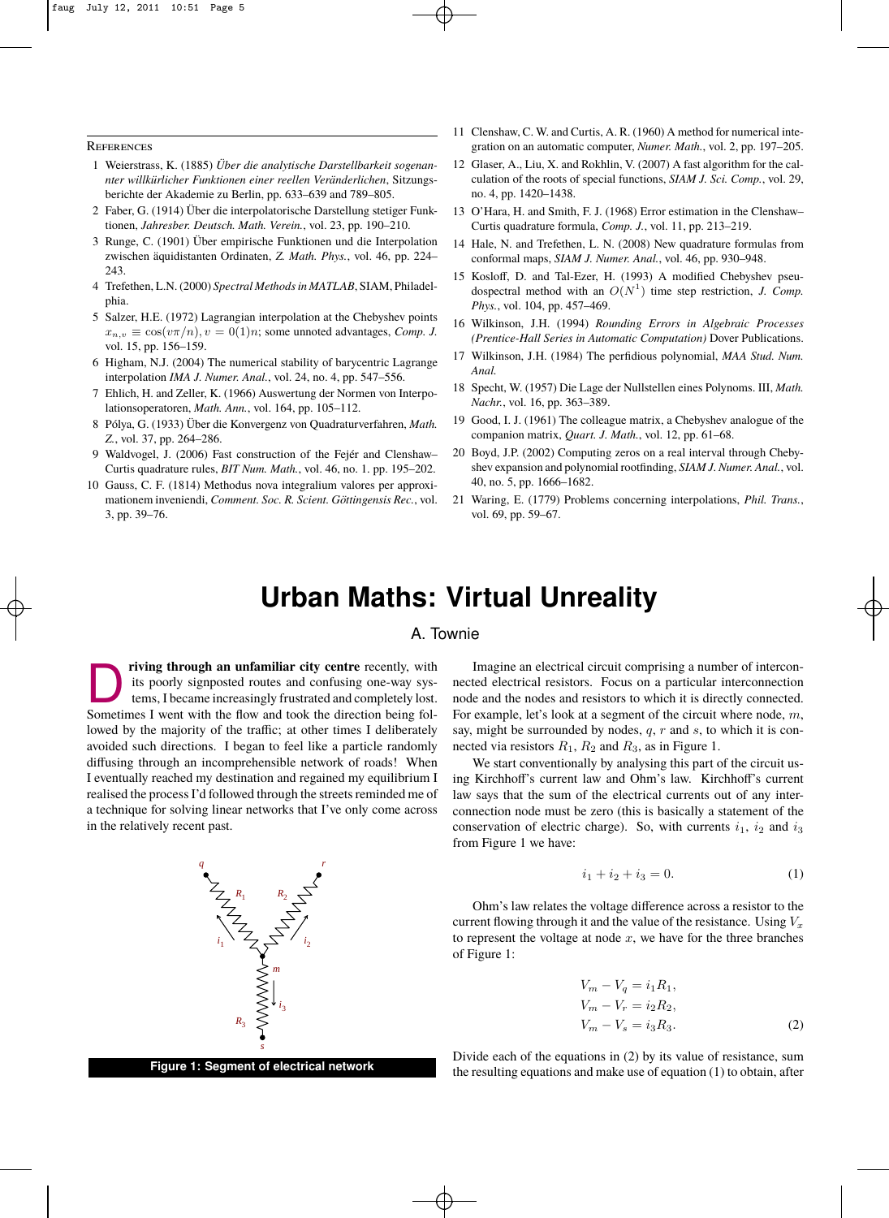## References

1. Weierstrass, K. (1885) *Über die analytische Darstellbarkeit sogenannter willkürlicher Funktionen einer reellen Veränderlichen*, Sitzungsberichte der Akademie zu Berlin, pp. 633–639 and 789–805.
2. Faber, G. (1914) Über die interpolatorische Darstellung stetiger Funktionen, *Jahresber. Deutsch. Math. Verein.*, vol. 23, pp. 190–210.
3. Runge, C. (1901) Über empirische Funktionen und die Interpolation zwischen äquidistanten Ordinaten, *Z. Math. Phys.*, vol. 46, pp. 224–243.
4. Trefethen, L.N. (2000) *Spectral Methods in MATLAB*, SIAM, Philadelphia.
5. Salzer, H.E. (1972) Lagrangian interpolation at the Chebyshev points $x_{n,v} \equiv \cos(v\pi/n), v = 0(1)n$; some unnoted advantages, *Comp. J.* vol. 15, pp. 156–159.
6. Higham, N.J. (2004) The numerical stability of barycentric Lagrange interpolation *IMA J. Numer. Anal.*, vol. 24, no. 4, pp. 547–556.
7. Ehlich, H. and Zeller, K. (1966) Auswertung der Normen von Interpolationsoperatoren, *Math. Ann.*, vol. 164, pp. 105–112.
8. Pólya, G. (1933) Über die Konvergenz von Quadraturverfahren, *Math. Z.*, vol. 37, pp. 264–286.
9. Waldvogel, J. (2006) Fast construction of the Fejér and Clenshaw–Curtis quadrature rules, *BIT Num. Math.*, vol. 46, no. 1. pp. 195–202.
10. Gauss, C. F. (1814) Methodus nova integralium valores per approximationem inveniendi, *Comment. Soc. R. Scient. Göttingensis Rec.*, vol. 3, pp. 39–76.
11. Clenshaw, C. W. and Curtis, A. R. (1960) A method for numerical integration on an automatic computer, *Numer. Math.*, vol. 2, pp. 197–205.
12. Glaser, A., Liu, X. and Rokhlin, V. (2007) A fast algorithm for the calculation of the roots of special functions, *SIAM J. Sci. Comp.*, vol. 29, no. 4, pp. 1420–1438.
13. O'Hara, H. and Smith, F. J. (1968) Error estimation in the Clenshaw–Curtis quadrature formula, *Comp. J.*, vol. 11, pp. 213–219.
14. Hale, N. and Trefethen, L. N. (2008) New quadrature formulas from conformal maps, *SIAM J. Numer. Anal.*, vol. 46, pp. 930–948.
15. Kosloff, D. and Tal-Ezer, H. (1993) A modified Chebyshev pseudospectral method with an $O(N^1)$ time step restriction, *J. Comp. Phys.*, vol. 104, pp. 457–469.
16. Wilkinson, J.H. (1994) *Rounding Errors in Algebraic Processes (Prentice-Hall Series in Automatic Computation)* Dover Publications.
17. Wilkinson, J.H. (1984) The perfidious polynomial, *MAA Stud. Num. Anal.*
18. Specht, W. (1957) Die Lage der Nullstellen eines Polynoms. III, *Math. Nachr.*, vol. 16, pp. 363–389.
19. Good, I. J. (1961) The colleague matrix, a Chebyshev analogue of the companion matrix, *Quart. J. Math.*, vol. 12, pp. 61–68.
20. Boyd, J.P. (2002) Computing zeros on a real interval through Chebyshev expansion and polynomial rootfinding, *SIAM J. Numer. Anal.*, vol. 40, no. 5, pp. 1666–1682.
21. Waring, E. (1779) Problems concerning interpolations, *Phil. Trans.*, vol. 69, pp. 59–67.

# Urban Maths: Virtual Unreality

A. Townie

**Driving through an unfamiliar city centre** recently, with its poorly signposted routes and confusing one-way systems, I became increasingly frustrated and completely lost. Sometimes I went with the flow and took the direction being followed by the majority of the traffic; at other times I deliberately avoided such directions. I began to feel like a particle randomly diffusing through an incomprehensible network of roads! When I eventually reached my destination and regained my equilibrium I realised the process I'd followed through the streets reminded me of a technique for solving linear networks that I've only come across in the relatively recent past.

q
r
$R_1$
$R_2$
$i_1$
$i_2$
m
$i_3$
$R_3$
s

**Figure 1: Segment of electrical network**

Imagine an electrical circuit comprising a number of interconnected electrical resistors. Focus on a particular interconnection node and the nodes and resistors to which it is directly connected. For example, let's look at a segment of the circuit where node, $m$, say, might be surrounded by nodes, $q$, $r$ and $s$, to which it is connected via resistors $R_1$, $R_2$ and $R_3$, as in Figure 1.

We start conventionally by analysing this part of the circuit using Kirchhoff's current law and Ohm's law. Kirchhoff's current law says that the sum of the electrical currents out of any interconnection node must be zero (this is basically a statement of the conservation of electric charge). So, with currents $i_1$, $i_2$ and $i_3$ from Figure 1 we have:

$$i_1 + i_2 + i_3 = 0. \tag{1}$$

Ohm's law relates the voltage difference across a resistor to the current flowing through it and the value of the resistance. Using $V_x$ to represent the voltage at node $x$, we have for the three branches of Figure 1:

$$\begin{aligned} V_m - V_q &= i_1 R_1, \\ V_m - V_r &= i_2 R_2, \\ V_m - V_s &= i_3 R_3. \end{aligned} \tag{2}$$

Divide each of the equations in (2) by its value of resistance, sum the resulting equations and make use of equation (1) to obtain, after